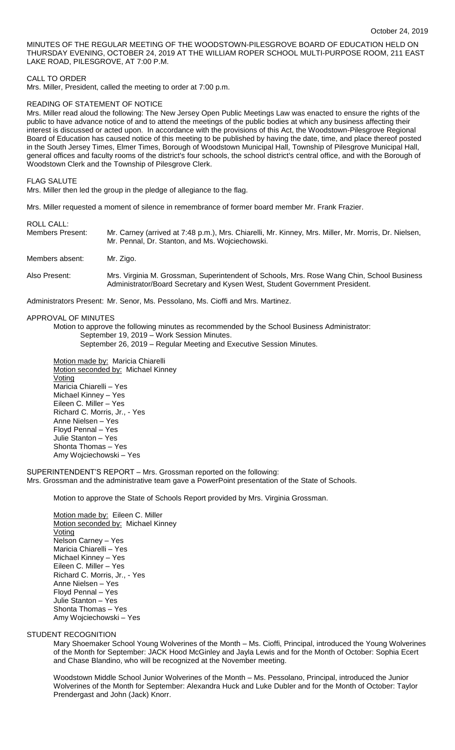October 24, 2019

MINUTES OF THE REGULAR MEETING OF THE WOODSTOWN-PILESGROVE BOARD OF EDUCATION HELD ON THURSDAY EVENING, OCTOBER 24, 2019 AT THE WILLIAM ROPER SCHOOL MULTI-PURPOSE ROOM, 211 EAST LAKE ROAD, PILESGROVE, AT 7:00 P.M.

CALL TO ORDER

Mrs. Miller, President, called the meeting to order at 7:00 p.m.

READING OF STATEMENT OF NOTICE

Mrs. Miller read aloud the following: The New Jersey Open Public Meetings Law was enacted to ensure the rights of the public to have advance notice of and to attend the meetings of the public bodies at which any business affecting their interest is discussed or acted upon. In accordance with the provisions of this Act, the Woodstown-Pilesgrove Regional Board of Education has caused notice of this meeting to be published by having the date, time, and place thereof posted in the South Jersey Times, Elmer Times, Borough of Woodstown Municipal Hall, Township of Pilesgrove Municipal Hall, general offices and faculty rooms of the district's four schools, the school district's central office, and with the Borough of Woodstown Clerk and the Township of Pilesgrove Clerk.

FLAG SALUTE

Mrs. Miller then led the group in the pledge of allegiance to the flag.

Mrs. Miller requested a moment of silence in remembrance of former board member Mr. Frank Frazier.

ROLL CALL:

Members Present: Mr. Carney (arrived at 7:48 p.m.), Mrs. Chiarelli, Mr. Kinney, Mrs. Miller, Mr. Morris, Dr. Nielsen, Mr. Pennal, Dr. Stanton, and Ms. Wojciechowski.

Members absent: Mr. Zigo.

Also Present: Mrs. Virginia M. Grossman, Superintendent of Schools, Mrs. Rose Wang Chin, School Business Administrator/Board Secretary and Kysen West, Student Government President.

Administrators Present: Mr. Senor, Ms. Pessolano, Ms. Cioffi and Mrs. Martinez.

APPROVAL OF MINUTES

Motion to approve the following minutes as recommended by the School Business Administrator:
September 19, 2019 – Work Session Minutes.
September 26, 2019 – Regular Meeting and Executive Session Minutes.

Motion made by: Maricia Chiarelli
Motion seconded by: Michael Kinney
Voting
Maricia Chiarelli – Yes
Michael Kinney – Yes
Eileen C. Miller – Yes
Richard C. Morris, Jr., - Yes
Anne Nielsen – Yes
Floyd Pennal – Yes
Julie Stanton – Yes
Shonta Thomas – Yes
Amy Wojciechowski – Yes

SUPERINTENDENT'S REPORT – Mrs. Grossman reported on the following:
Mrs. Grossman and the administrative team gave a PowerPoint presentation of the State of Schools.

Motion to approve the State of Schools Report provided by Mrs. Virginia Grossman.

Motion made by: Eileen C. Miller
Motion seconded by: Michael Kinney
Voting
Nelson Carney – Yes
Maricia Chiarelli – Yes
Michael Kinney – Yes
Eileen C. Miller – Yes
Richard C. Morris, Jr., - Yes
Anne Nielsen – Yes
Floyd Pennal – Yes
Julie Stanton – Yes
Shonta Thomas – Yes
Amy Wojciechowski – Yes

STUDENT RECOGNITION

Mary Shoemaker School Young Wolverines of the Month – Ms. Cioffi, Principal, introduced the Young Wolverines of the Month for September: JACK Hood McGinley and Jayla Lewis and for the Month of October: Sophia Ecert and Chase Blandino, who will be recognized at the November meeting.

Woodstown Middle School Junior Wolverines of the Month – Ms. Pessolano, Principal, introduced the Junior Wolverines of the Month for September: Alexandra Huck and Luke Dubler and for the Month of October: Taylor Prendergast and John (Jack) Knorr.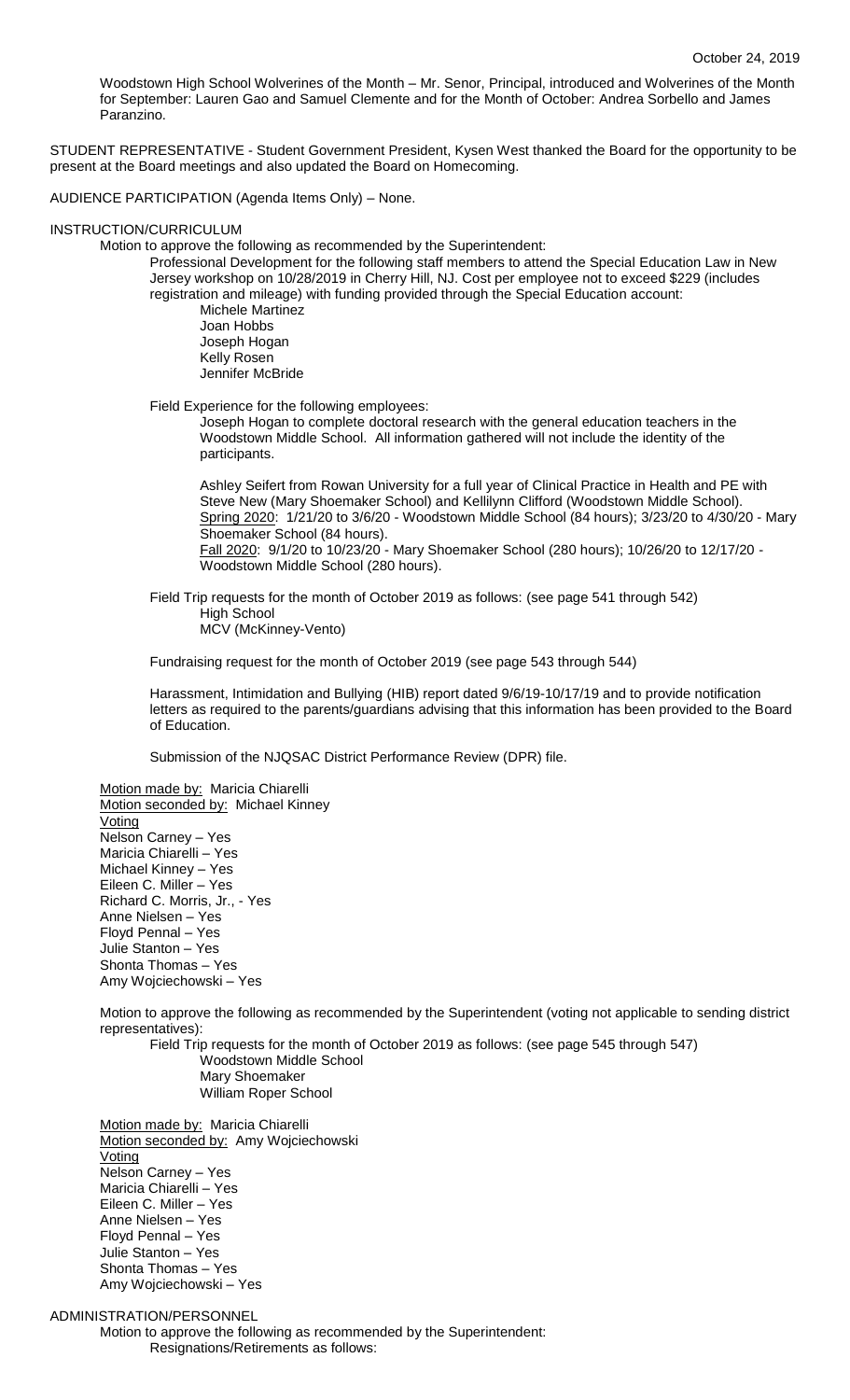October 24, 2019

Woodstown High School Wolverines of the Month – Mr. Senor, Principal, introduced and Wolverines of the Month for September: Lauren Gao and Samuel Clemente and for the Month of October: Andrea Sorbello and James Paranzino.

STUDENT REPRESENTATIVE - Student Government President, Kysen West thanked the Board for the opportunity to be present at the Board meetings and also updated the Board on Homecoming.

AUDIENCE PARTICIPATION (Agenda Items Only) – None.

INSTRUCTION/CURRICULUM

Motion to approve the following as recommended by the Superintendent:

Professional Development for the following staff members to attend the Special Education Law in New Jersey workshop on 10/28/2019 in Cherry Hill, NJ. Cost per employee not to exceed $229 (includes registration and mileage) with funding provided through the Special Education account:

Michele Martinez
Joan Hobbs
Joseph Hogan
Kelly Rosen
Jennifer McBride

Field Experience for the following employees:

Joseph Hogan to complete doctoral research with the general education teachers in the Woodstown Middle School. All information gathered will not include the identity of the participants.

Ashley Seifert from Rowan University for a full year of Clinical Practice in Health and PE with Steve New (Mary Shoemaker School) and Kellilynn Clifford (Woodstown Middle School). Spring 2020: 1/21/20 to 3/6/20 - Woodstown Middle School (84 hours); 3/23/20 to 4/30/20 - Mary Shoemaker School (84 hours).
Fall 2020: 9/1/20 to 10/23/20 - Mary Shoemaker School (280 hours); 10/26/20 to 12/17/20 - Woodstown Middle School (280 hours).

Field Trip requests for the month of October 2019 as follows: (see page 541 through 542)
High School
MCV (McKinney-Vento)

Fundraising request for the month of October 2019 (see page 543 through 544)

Harassment, Intimidation and Bullying (HIB) report dated 9/6/19-10/17/19 and to provide notification letters as required to the parents/guardians advising that this information has been provided to the Board of Education.

Submission of the NJQSAC District Performance Review (DPR) file.

Motion made by: Maricia Chiarelli
Motion seconded by: Michael Kinney
Voting
Nelson Carney – Yes
Maricia Chiarelli – Yes
Michael Kinney – Yes
Eileen C. Miller – Yes
Richard C. Morris, Jr., - Yes
Anne Nielsen – Yes
Floyd Pennal – Yes
Julie Stanton – Yes
Shonta Thomas – Yes
Amy Wojciechowski – Yes

Motion to approve the following as recommended by the Superintendent (voting not applicable to sending district representatives):

Field Trip requests for the month of October 2019 as follows: (see page 545 through 547)
Woodstown Middle School
Mary Shoemaker
William Roper School

Motion made by: Maricia Chiarelli
Motion seconded by: Amy Wojciechowski
Voting
Nelson Carney – Yes
Maricia Chiarelli – Yes
Eileen C. Miller – Yes
Anne Nielsen – Yes
Floyd Pennal – Yes
Julie Stanton – Yes
Shonta Thomas – Yes
Amy Wojciechowski – Yes

ADMINISTRATION/PERSONNEL

Motion to approve the following as recommended by the Superintendent:

Resignations/Retirements as follows: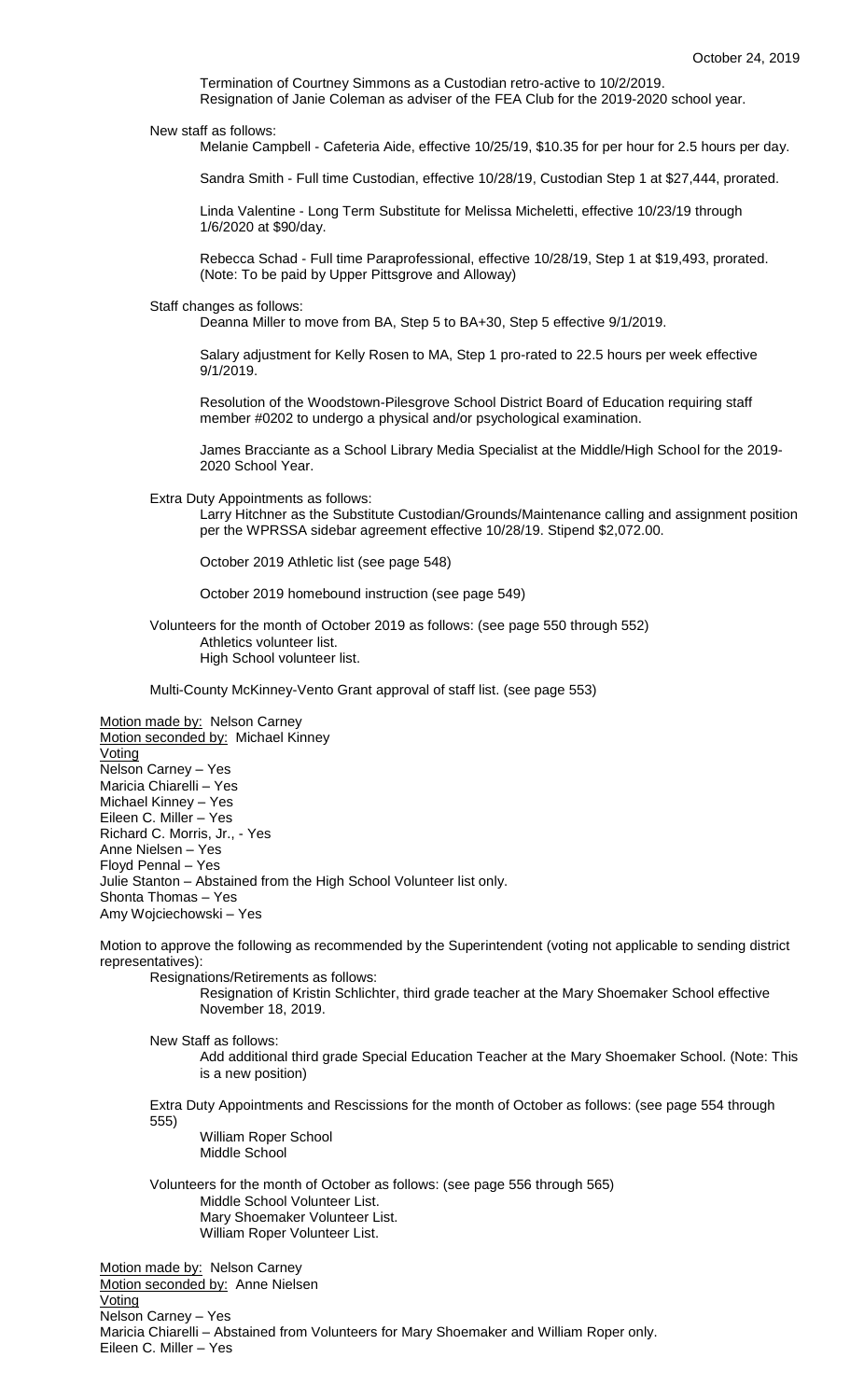Termination of Courtney Simmons as a Custodian retro-active to 10/2/2019.
Resignation of Janie Coleman as adviser of the FEA Club for the 2019-2020 school year.

New staff as follows:

Melanie Campbell - Cafeteria Aide, effective 10/25/19, $10.35 for per hour for 2.5 hours per day.

Sandra Smith - Full time Custodian, effective 10/28/19, Custodian Step 1 at $27,444, prorated.

Linda Valentine - Long Term Substitute for Melissa Micheletti, effective 10/23/19 through 1/6/2020 at $90/day.

Rebecca Schad - Full time Paraprofessional, effective 10/28/19, Step 1 at $19,493, prorated. (Note: To be paid by Upper Pittsgrove and Alloway)

Staff changes as follows:

Deanna Miller to move from BA, Step 5 to BA+30, Step 5 effective 9/1/2019.

Salary adjustment for Kelly Rosen to MA, Step 1 pro-rated to 22.5 hours per week effective 9/1/2019.

Resolution of the Woodstown-Pilesgrove School District Board of Education requiring staff member #0202 to undergo a physical and/or psychological examination.

James Bracciante as a School Library Media Specialist at the Middle/High School for the 2019-2020 School Year.

Extra Duty Appointments as follows:

Larry Hitchner as the Substitute Custodian/Grounds/Maintenance calling and assignment position per the WPRSSA sidebar agreement effective 10/28/19. Stipend $2,072.00.

October 2019 Athletic list (see page 548)

October 2019 homebound instruction (see page 549)

Volunteers for the month of October 2019 as follows: (see page 550 through 552)
Athletics volunteer list.
High School volunteer list.

Multi-County McKinney-Vento Grant approval of staff list. (see page 553)

Motion made by: Nelson Carney
Motion seconded by: Michael Kinney
Voting
Nelson Carney – Yes
Maricia Chiarelli – Yes
Michael Kinney – Yes
Eileen C. Miller – Yes
Richard C. Morris, Jr., - Yes
Anne Nielsen – Yes
Floyd Pennal – Yes
Julie Stanton – Abstained from the High School Volunteer list only.
Shonta Thomas – Yes
Amy Wojciechowski – Yes

Motion to approve the following as recommended by the Superintendent (voting not applicable to sending district representatives):

Resignations/Retirements as follows:

Resignation of Kristin Schlichter, third grade teacher at the Mary Shoemaker School effective November 18, 2019.

New Staff as follows:

Add additional third grade Special Education Teacher at the Mary Shoemaker School. (Note: This is a new position)

Extra Duty Appointments and Rescissions for the month of October as follows: (see page 554 through 555)
William Roper School
Middle School

Volunteers for the month of October as follows: (see page 556 through 565)
Middle School Volunteer List.
Mary Shoemaker Volunteer List.
William Roper Volunteer List.

Motion made by: Nelson Carney
Motion seconded by: Anne Nielsen
Voting
Nelson Carney – Yes
Maricia Chiarelli – Abstained from Volunteers for Mary Shoemaker and William Roper only.
Eileen C. Miller – Yes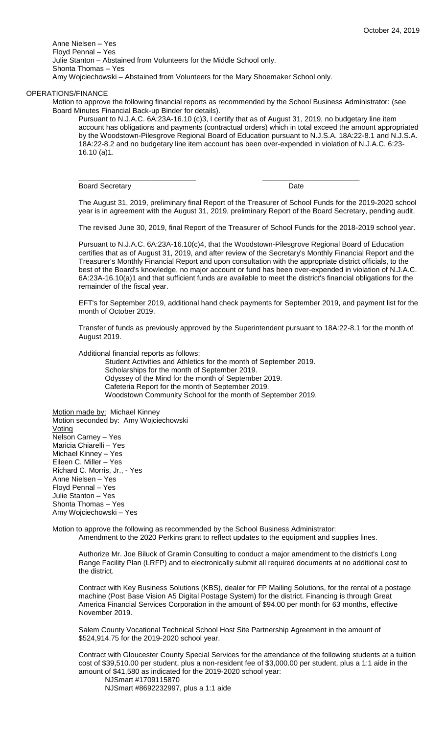Anne Nielsen – Yes
Floyd Pennal – Yes
Julie Stanton – Abstained from Volunteers for the Middle School only.
Shonta Thomas – Yes
Amy Wojciechowski – Abstained from Volunteers for the Mary Shoemaker School only.

OPERATIONS/FINANCE

Motion to approve the following financial reports as recommended by the School Business Administrator: (see Board Minutes Financial Back-up Binder for details).

Pursuant to N.J.A.C. 6A:23A-16.10 (c)3, I certify that as of August 31, 2019, no budgetary line item account has obligations and payments (contractual orders) which in total exceed the amount appropriated by the Woodstown-Pilesgrove Regional Board of Education pursuant to N.J.S.A. 18A:22-8.1 and N.J.S.A. 18A:22-8.2 and no budgetary line item account has been over-expended in violation of N.J.A.C. 6:23-16.10 (a)1.

_____________________________ ________________________
Board Secretary Date

The August 31, 2019, preliminary final Report of the Treasurer of School Funds for the 2019-2020 school year is in agreement with the August 31, 2019, preliminary Report of the Board Secretary, pending audit.

The revised June 30, 2019, final Report of the Treasurer of School Funds for the 2018-2019 school year.

Pursuant to N.J.A.C. 6A:23A-16.10(c)4, that the Woodstown-Pilesgrove Regional Board of Education certifies that as of August 31, 2019, and after review of the Secretary's Monthly Financial Report and the Treasurer's Monthly Financial Report and upon consultation with the appropriate district officials, to the best of the Board's knowledge, no major account or fund has been over-expended in violation of N.J.A.C. 6A:23A-16.10(a)1 and that sufficient funds are available to meet the district's financial obligations for the remainder of the fiscal year.

EFT's for September 2019, additional hand check payments for September 2019, and payment list for the month of October 2019.

Transfer of funds as previously approved by the Superintendent pursuant to 18A:22-8.1 for the month of August 2019.

Additional financial reports as follows:

Student Activities and Athletics for the month of September 2019.
Scholarships for the month of September 2019.
Odyssey of the Mind for the month of September 2019.
Cafeteria Report for the month of September 2019.
Woodstown Community School for the month of September 2019.

Motion made by: Michael Kinney
Motion seconded by: Amy Wojciechowski
Voting
Nelson Carney – Yes
Maricia Chiarelli – Yes
Michael Kinney – Yes
Eileen C. Miller – Yes
Richard C. Morris, Jr., - Yes
Anne Nielsen – Yes
Floyd Pennal – Yes
Julie Stanton – Yes
Shonta Thomas – Yes
Amy Wojciechowski – Yes

Motion to approve the following as recommended by the School Business Administrator:

Amendment to the 2020 Perkins grant to reflect updates to the equipment and supplies lines.

Authorize Mr. Joe Biluck of Gramin Consulting to conduct a major amendment to the district's Long Range Facility Plan (LRFP) and to electronically submit all required documents at no additional cost to the district.

Contract with Key Business Solutions (KBS), dealer for FP Mailing Solutions, for the rental of a postage machine (Post Base Vision A5 Digital Postage System) for the district. Financing is through Great America Financial Services Corporation in the amount of $94.00 per month for 63 months, effective November 2019.

Salem County Vocational Technical School Host Site Partnership Agreement in the amount of $524,914.75 for the 2019-2020 school year.

Contract with Gloucester County Special Services for the attendance of the following students at a tuition cost of $39,510.00 per student, plus a non-resident fee of $3,000.00 per student, plus a 1:1 aide in the amount of $41,580 as indicated for the 2019-2020 school year:

NJSmart #1709115870
NJSmart #8692232997, plus a 1:1 aide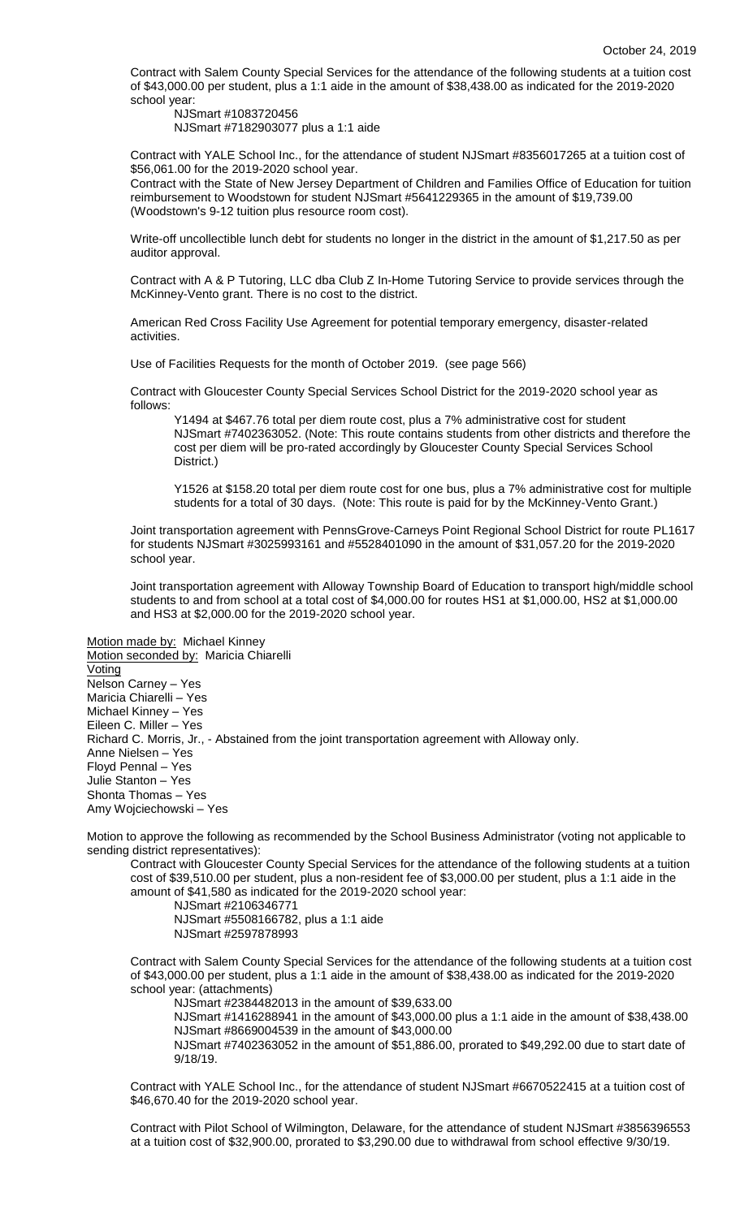Contract with Salem County Special Services for the attendance of the following students at a tuition cost of $43,000.00 per student, plus a 1:1 aide in the amount of $38,438.00 as indicated for the 2019-2020 school year:

NJSmart #1083720456

NJSmart #7182903077 plus a 1:1 aide

Contract with YALE School Inc., for the attendance of student NJSmart #8356017265 at a tuition cost of $56,061.00 for the 2019-2020 school year.

Contract with the State of New Jersey Department of Children and Families Office of Education for tuition reimbursement to Woodstown for student NJSmart #5641229365 in the amount of $19,739.00 (Woodstown's 9-12 tuition plus resource room cost).

Write-off uncollectible lunch debt for students no longer in the district in the amount of $1,217.50 as per auditor approval.

Contract with A & P Tutoring, LLC dba Club Z In-Home Tutoring Service to provide services through the McKinney-Vento grant. There is no cost to the district.

American Red Cross Facility Use Agreement for potential temporary emergency, disaster-related activities.

Use of Facilities Requests for the month of October 2019. (see page 566)

Contract with Gloucester County Special Services School District for the 2019-2020 school year as follows:

Y1494 at $467.76 total per diem route cost, plus a 7% administrative cost for student NJSmart #7402363052. (Note: This route contains students from other districts and therefore the cost per diem will be pro-rated accordingly by Gloucester County Special Services School District.)

Y1526 at $158.20 total per diem route cost for one bus, plus a 7% administrative cost for multiple students for a total of 30 days. (Note: This route is paid for by the McKinney-Vento Grant.)

Joint transportation agreement with PennsGrove-Carneys Point Regional School District for route PL1617 for students NJSmart #3025993161 and #5528401090 in the amount of $31,057.20 for the 2019-2020 school year.

Joint transportation agreement with Alloway Township Board of Education to transport high/middle school students to and from school at a total cost of $4,000.00 for routes HS1 at $1,000.00, HS2 at $1,000.00 and HS3 at $2,000.00 for the 2019-2020 school year.

Motion made by: Michael Kinney
Motion seconded by: Maricia Chiarelli
Voting
Nelson Carney – Yes
Maricia Chiarelli – Yes
Michael Kinney – Yes
Eileen C. Miller – Yes
Richard C. Morris, Jr., - Abstained from the joint transportation agreement with Alloway only.
Anne Nielsen – Yes
Floyd Pennal – Yes
Julie Stanton – Yes
Shonta Thomas – Yes
Amy Wojciechowski – Yes

Motion to approve the following as recommended by the School Business Administrator (voting not applicable to sending district representatives):

Contract with Gloucester County Special Services for the attendance of the following students at a tuition cost of $39,510.00 per student, plus a non-resident fee of $3,000.00 per student, plus a 1:1 aide in the amount of $41,580 as indicated for the 2019-2020 school year:

NJSmart #2106346771

NJSmart #5508166782, plus a 1:1 aide

NJSmart #2597878993

Contract with Salem County Special Services for the attendance of the following students at a tuition cost of $43,000.00 per student, plus a 1:1 aide in the amount of $38,438.00 as indicated for the 2019-2020 school year: (attachments)

NJSmart #2384482013 in the amount of $39,633.00

NJSmart #1416288941 in the amount of $43,000.00 plus a 1:1 aide in the amount of $38,438.00

NJSmart #8669004539 in the amount of $43,000.00

NJSmart #7402363052 in the amount of $51,886.00, prorated to $49,292.00 due to start date of 9/18/19.

Contract with YALE School Inc., for the attendance of student NJSmart #6670522415 at a tuition cost of $46,670.40 for the 2019-2020 school year.

Contract with Pilot School of Wilmington, Delaware, for the attendance of student NJSmart #3856396553 at a tuition cost of $32,900.00, prorated to $3,290.00 due to withdrawal from school effective 9/30/19.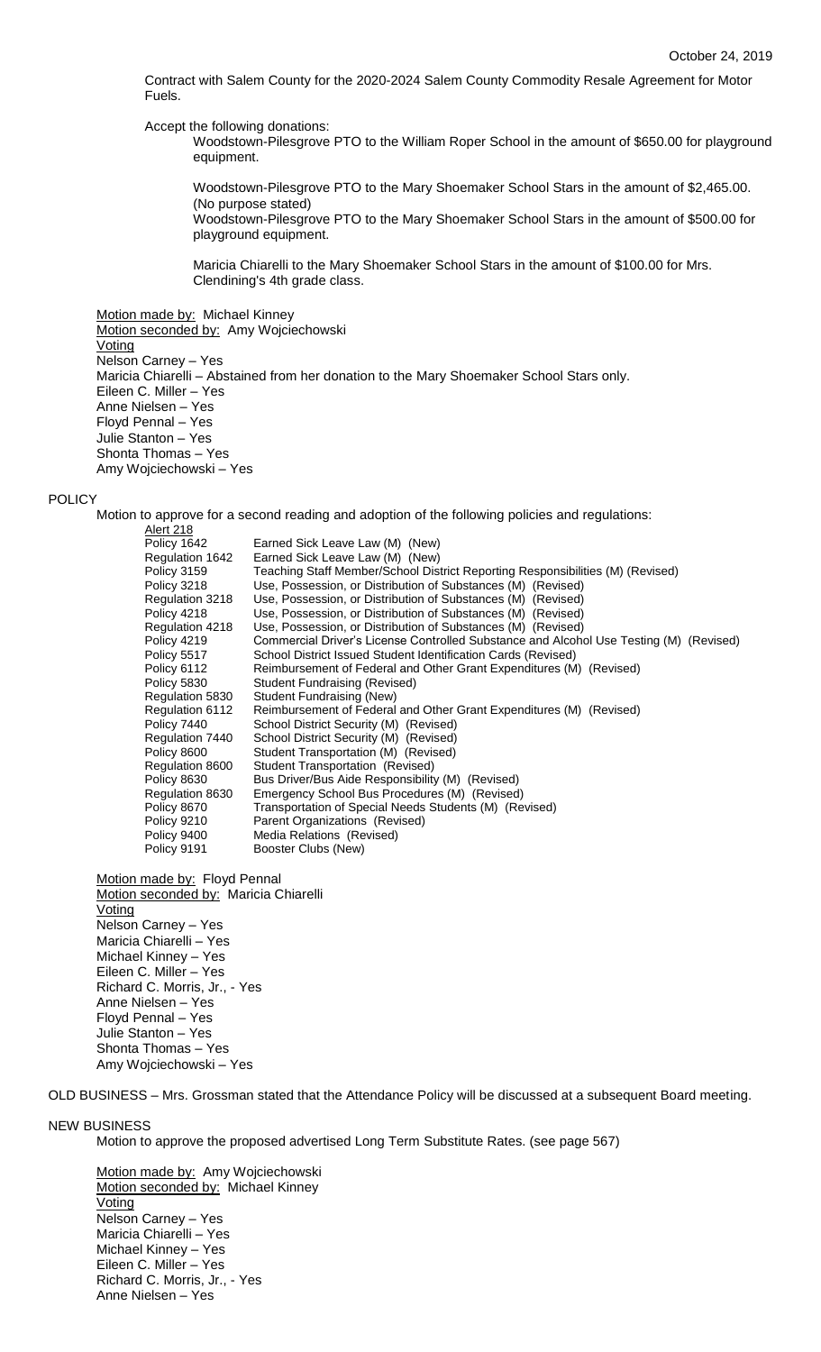Contract with Salem County for the 2020-2024 Salem County Commodity Resale Agreement for Motor Fuels.

Accept the following donations:

Woodstown-Pilesgrove PTO to the William Roper School in the amount of $650.00 for playground equipment.

Woodstown-Pilesgrove PTO to the Mary Shoemaker School Stars in the amount of $2,465.00. (No purpose stated)

Woodstown-Pilesgrove PTO to the Mary Shoemaker School Stars in the amount of $500.00 for playground equipment.

Maricia Chiarelli to the Mary Shoemaker School Stars in the amount of $100.00 for Mrs. Clendining's 4th grade class.

Motion made by: Michael Kinney
Motion seconded by: Amy Wojciechowski
Voting
Nelson Carney – Yes
Maricia Chiarelli – Abstained from her donation to the Mary Shoemaker School Stars only.
Eileen C. Miller – Yes
Anne Nielsen – Yes
Floyd Pennal – Yes
Julie Stanton – Yes
Shonta Thomas – Yes
Amy Wojciechowski – Yes

POLICY

Motion to approve for a second reading and adoption of the following policies and regulations:

Alert 218

| | |
|---|---|
| Policy 1642 | Earned Sick Leave Law (M) (New) |
| Regulation 1642 | Earned Sick Leave Law (M) (New) |
| Policy 3159 | Teaching Staff Member/School District Reporting Responsibilities (M) (Revised) |
| Policy 3218 | Use, Possession, or Distribution of Substances (M) (Revised) |
| Regulation 3218 | Use, Possession, or Distribution of Substances (M) (Revised) |
| Policy 4218 | Use, Possession, or Distribution of Substances (M) (Revised) |
| Regulation 4218 | Use, Possession, or Distribution of Substances (M) (Revised) |
| Policy 4219 | Commercial Driver's License Controlled Substance and Alcohol Use Testing (M) (Revised) |
| Policy 5517 | School District Issued Student Identification Cards (Revised) |
| Policy 6112 | Reimbursement of Federal and Other Grant Expenditures (M) (Revised) |
| Policy 5830 | Student Fundraising (Revised) |
| Regulation 5830 | Student Fundraising (New) |
| Regulation 6112 | Reimbursement of Federal and Other Grant Expenditures (M) (Revised) |
| Policy 7440 | School District Security (M) (Revised) |
| Regulation 7440 | School District Security (M) (Revised) |
| Policy 8600 | Student Transportation (M) (Revised) |
| Regulation 8600 | Student Transportation (Revised) |
| Policy 8630 | Bus Driver/Bus Aide Responsibility (M) (Revised) |
| Regulation 8630 | Emergency School Bus Procedures (M) (Revised) |
| Policy 8670 | Transportation of Special Needs Students (M) (Revised) |
| Policy 9210 | Parent Organizations (Revised) |
| Policy 9400 | Media Relations (Revised) |
| Policy 9191 | Booster Clubs (New) |

Motion made by: Floyd Pennal
Motion seconded by: Maricia Chiarelli
Voting
Nelson Carney – Yes
Maricia Chiarelli – Yes
Michael Kinney – Yes
Eileen C. Miller – Yes
Richard C. Morris, Jr., - Yes
Anne Nielsen – Yes
Floyd Pennal – Yes
Julie Stanton – Yes
Shonta Thomas – Yes
Amy Wojciechowski – Yes

OLD BUSINESS – Mrs. Grossman stated that the Attendance Policy will be discussed at a subsequent Board meeting.

NEW BUSINESS

Motion to approve the proposed advertised Long Term Substitute Rates. (see page 567)

Motion made by: Amy Wojciechowski
Motion seconded by: Michael Kinney
Voting
Nelson Carney – Yes
Maricia Chiarelli – Yes
Michael Kinney – Yes
Eileen C. Miller – Yes
Richard C. Morris, Jr., - Yes
Anne Nielsen – Yes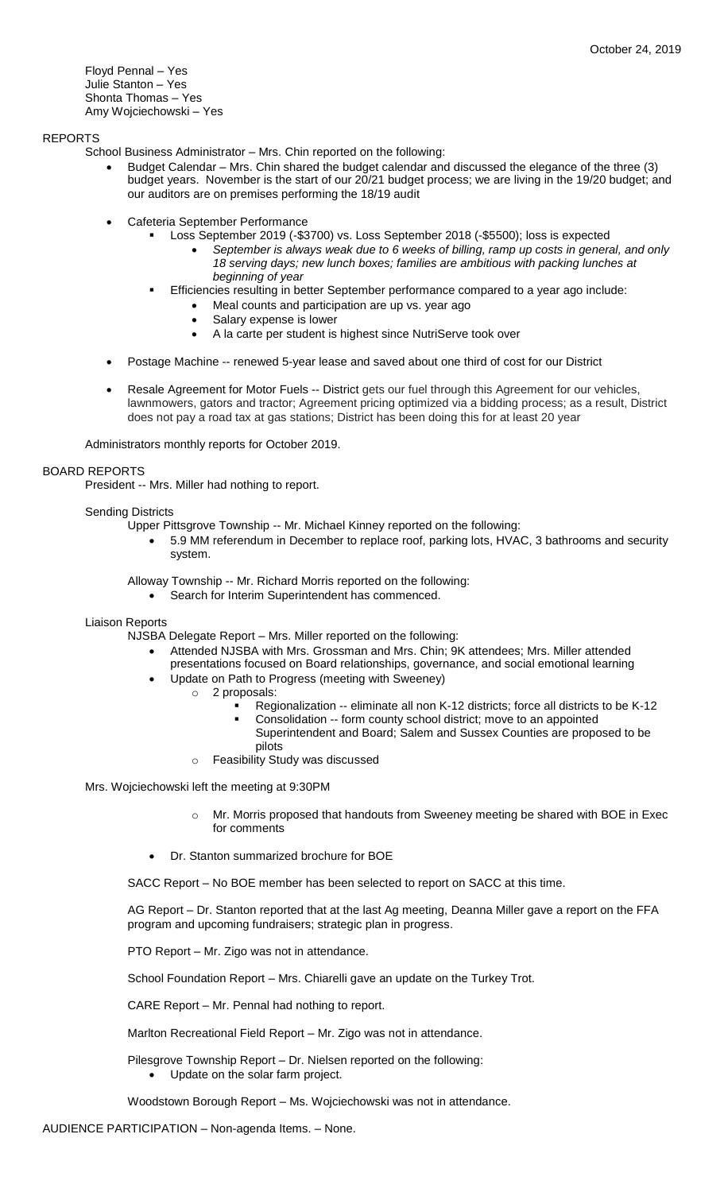October 24, 2019

Floyd Pennal – Yes
Julie Stanton – Yes
Shonta Thomas – Yes
Amy Wojciechowski – Yes

REPORTS

School Business Administrator – Mrs. Chin reported on the following:

- Budget Calendar – Mrs. Chin shared the budget calendar and discussed the elegance of the three (3) budget years. November is the start of our 20/21 budget process; we are living in the 19/20 budget; and our auditors are on premises performing the 18/19 audit

- Cafeteria September Performance
  - Loss September 2019 (-$3700) vs. Loss September 2018 (-$5500); loss is expected
    - *September is always weak due to 6 weeks of billing, ramp up costs in general, and only 18 serving days; new lunch boxes; families are ambitious with packing lunches at beginning of year*
  - Efficiencies resulting in better September performance compared to a year ago include:
    - Meal counts and participation are up vs. year ago
    - Salary expense is lower
    - A la carte per student is highest since NutriServe took over

- Postage Machine -- renewed 5-year lease and saved about one third of cost for our District

- Resale Agreement for Motor Fuels -- District gets our fuel through this Agreement for our vehicles, lawnmowers, gators and tractor; Agreement pricing optimized via a bidding process; as a result, District does not pay a road tax at gas stations; District has been doing this for at least 20 year

Administrators monthly reports for October 2019.

BOARD REPORTS

President -- Mrs. Miller had nothing to report.

Sending Districts

Upper Pittsgrove Township -- Mr. Michael Kinney reported on the following:

- 5.9 MM referendum in December to replace roof, parking lots, HVAC, 3 bathrooms and security system.

Alloway Township -- Mr. Richard Morris reported on the following:

- Search for Interim Superintendent has commenced.

Liaison Reports

NJSBA Delegate Report – Mrs. Miller reported on the following:

- Attended NJSBA with Mrs. Grossman and Mrs. Chin; 9K attendees; Mrs. Miller attended presentations focused on Board relationships, governance, and social emotional learning
- Update on Path to Progress (meeting with Sweeney)
  - 2 proposals:
    - Regionalization -- eliminate all non K-12 districts; force all districts to be K-12
    - Consolidation -- form county school district; move to an appointed Superintendent and Board; Salem and Sussex Counties are proposed to be pilots
  - Feasibility Study was discussed

Mrs. Wojciechowski left the meeting at 9:30PM

  - Mr. Morris proposed that handouts from Sweeney meeting be shared with BOE in Exec for comments

- Dr. Stanton summarized brochure for BOE

SACC Report – No BOE member has been selected to report on SACC at this time.

AG Report – Dr. Stanton reported that at the last Ag meeting, Deanna Miller gave a report on the FFA program and upcoming fundraisers; strategic plan in progress.

PTO Report – Mr. Zigo was not in attendance.

School Foundation Report – Mrs. Chiarelli gave an update on the Turkey Trot.

CARE Report – Mr. Pennal had nothing to report.

Marlton Recreational Field Report – Mr. Zigo was not in attendance.

Pilesgrove Township Report – Dr. Nielsen reported on the following:

- Update on the solar farm project.

Woodstown Borough Report – Ms. Wojciechowski was not in attendance.

AUDIENCE PARTICIPATION – Non-agenda Items. – None.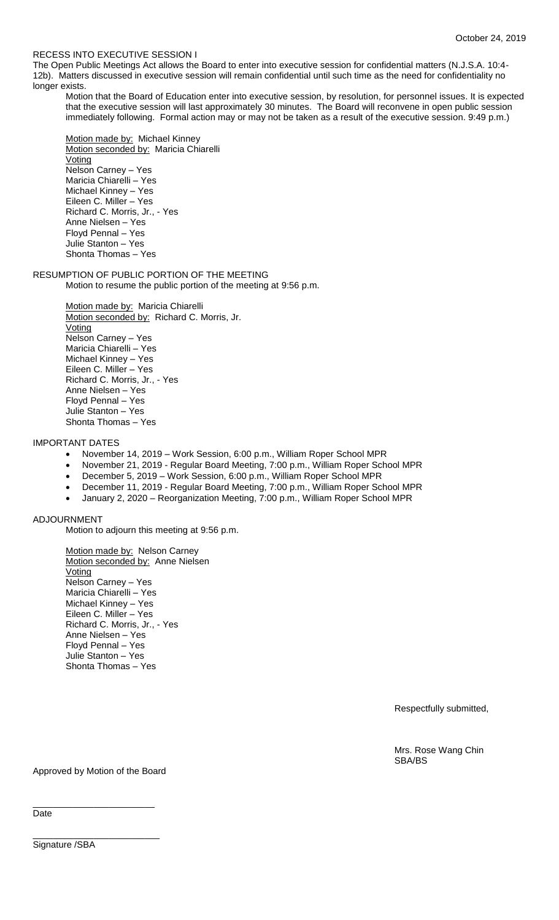October 24, 2019

RECESS INTO EXECUTIVE SESSION I

The Open Public Meetings Act allows the Board to enter into executive session for confidential matters (N.J.S.A. 10:4-12b). Matters discussed in executive session will remain confidential until such time as the need for confidentiality no longer exists.

Motion that the Board of Education enter into executive session, by resolution, for personnel issues. It is expected that the executive session will last approximately 30 minutes. The Board will reconvene in open public session immediately following. Formal action may or may not be taken as a result of the executive session. 9:49 p.m.)

Motion made by: Michael Kinney
Motion seconded by: Maricia Chiarelli
Voting
Nelson Carney – Yes
Maricia Chiarelli – Yes
Michael Kinney – Yes
Eileen C. Miller – Yes
Richard C. Morris, Jr., - Yes
Anne Nielsen – Yes
Floyd Pennal – Yes
Julie Stanton – Yes
Shonta Thomas – Yes

RESUMPTION OF PUBLIC PORTION OF THE MEETING

Motion to resume the public portion of the meeting at 9:56 p.m.

Motion made by: Maricia Chiarelli
Motion seconded by: Richard C. Morris, Jr.
Voting
Nelson Carney – Yes
Maricia Chiarelli – Yes
Michael Kinney – Yes
Eileen C. Miller – Yes
Richard C. Morris, Jr., - Yes
Anne Nielsen – Yes
Floyd Pennal – Yes
Julie Stanton – Yes
Shonta Thomas – Yes

IMPORTANT DATES

- November 14, 2019 – Work Session, 6:00 p.m., William Roper School MPR
- November 21, 2019 - Regular Board Meeting, 7:00 p.m., William Roper School MPR
- December 5, 2019 – Work Session, 6:00 p.m., William Roper School MPR
- December 11, 2019 - Regular Board Meeting, 7:00 p.m., William Roper School MPR
- January 2, 2020 – Reorganization Meeting, 7:00 p.m., William Roper School MPR

ADJOURNMENT

Motion to adjourn this meeting at 9:56 p.m.

Motion made by: Nelson Carney
Motion seconded by: Anne Nielsen
Voting
Nelson Carney – Yes
Maricia Chiarelli – Yes
Michael Kinney – Yes
Eileen C. Miller – Yes
Richard C. Morris, Jr., - Yes
Anne Nielsen – Yes
Floyd Pennal – Yes
Julie Stanton – Yes
Shonta Thomas – Yes

Respectfully submitted,

Mrs. Rose Wang Chin
SBA/BS

Approved by Motion of the Board

\_\_\_\_\_\_\_\_\_\_\_\_\_\_\_\_\_\_\_\_\_\_\_\_
Date

\_\_\_\_\_\_\_\_\_\_\_\_\_\_\_\_\_\_\_\_\_\_\_\_
Signature /SBA